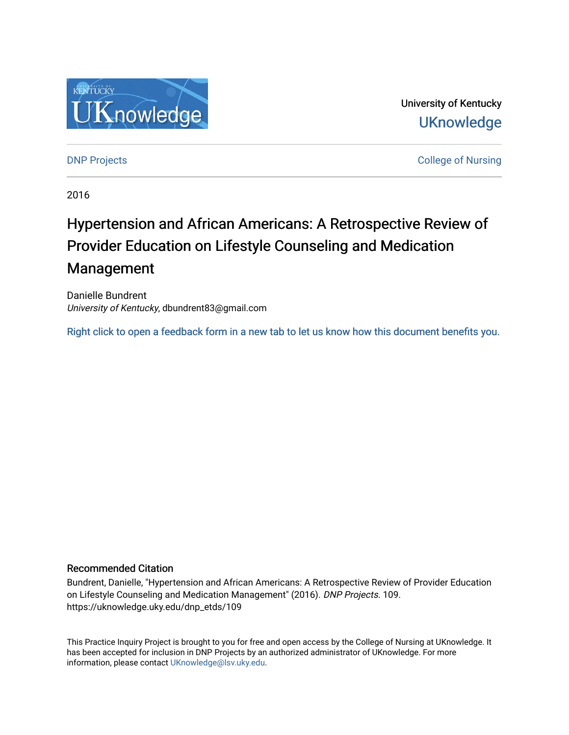University of Kentucky

UKnowledge

DNP Projects

College of Nursing

2016

# Hypertension and African Americans: A Retrospective Review of Provider Education on Lifestyle Counseling and Medication Management

Danielle Bundrent

*University of Kentucky*, dbundrent83@gmail.com

Right click to open a feedback form in a new tab to let us know how this document benefits you.

## Recommended Citation

Bundrent, Danielle, "Hypertension and African Americans: A Retrospective Review of Provider Education on Lifestyle Counseling and Medication Management" (2016). *DNP Projects*. 109.
https://uknowledge.uky.edu/dnp_etds/109

This Practice Inquiry Project is brought to you for free and open access by the College of Nursing at UKnowledge. It has been accepted for inclusion in DNP Projects by an authorized administrator of UKnowledge. For more information, please contact UKnowledge@lsv.uky.edu.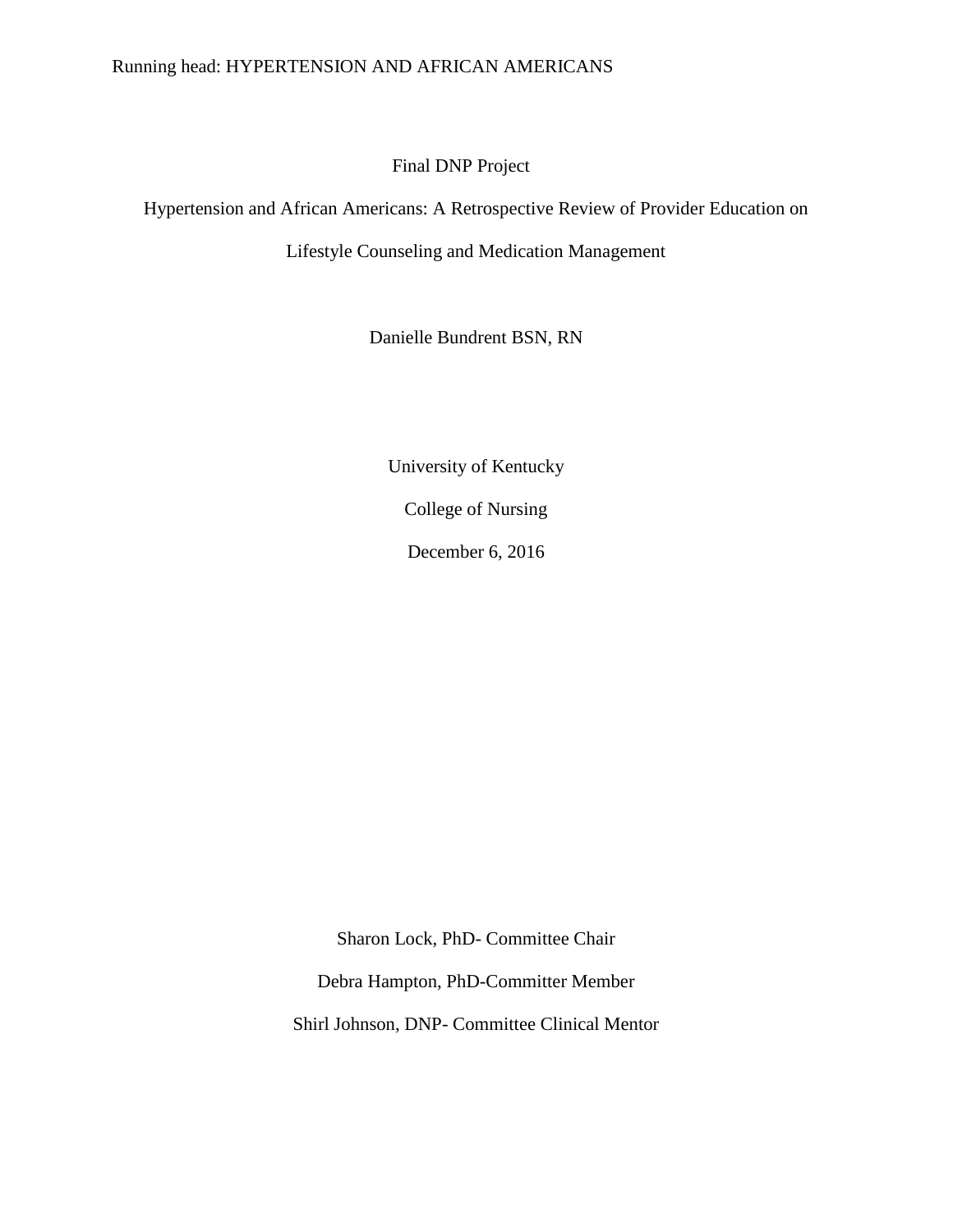Final DNP Project

# Hypertension and African Americans: A Retrospective Review of Provider Education on Lifestyle Counseling and Medication Management

Danielle Bundrent BSN, RN

University of Kentucky

College of Nursing

December 6, 2016

Sharon Lock, PhD- Committee Chair

Debra Hampton, PhD-Committer Member

Shirl Johnson, DNP- Committee Clinical Mentor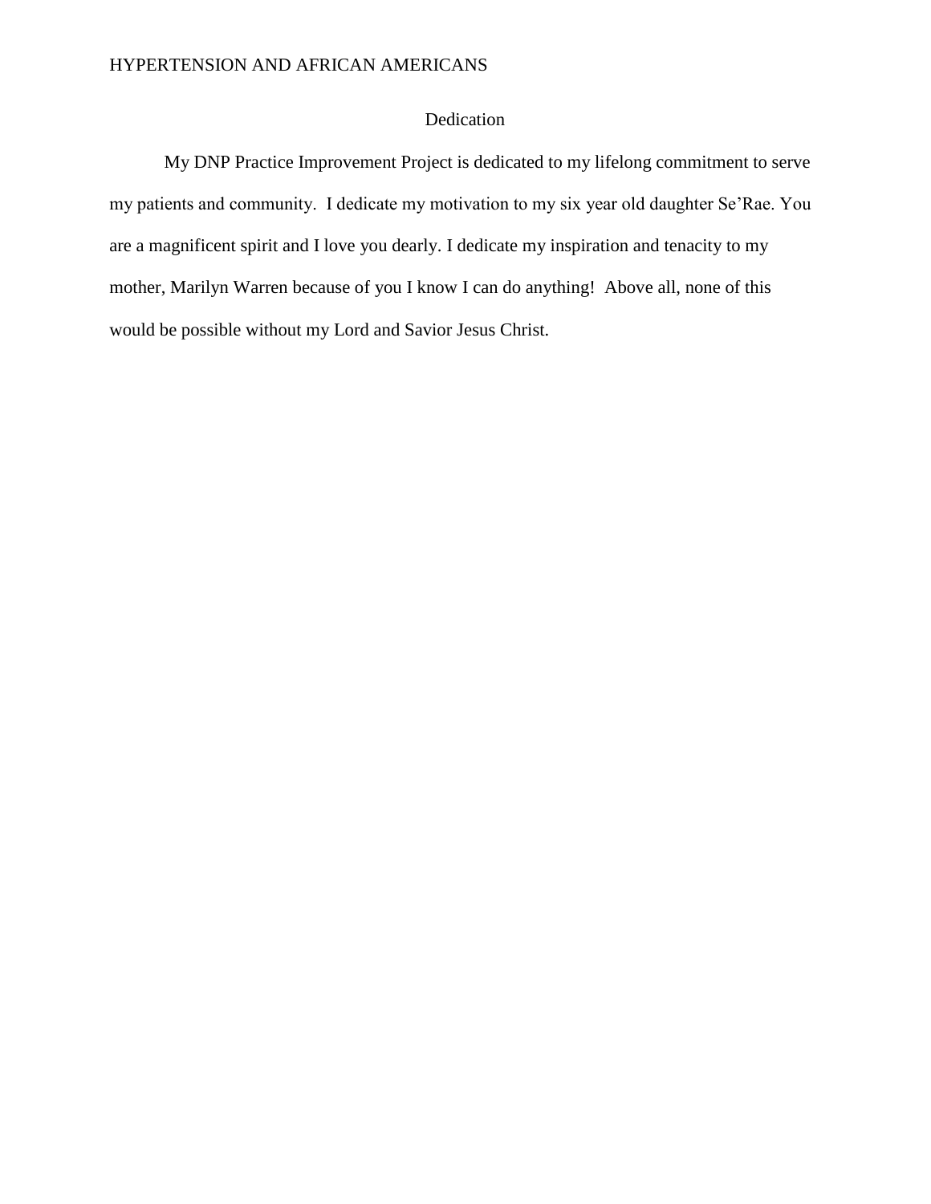# Dedication

My DNP Practice Improvement Project is dedicated to my lifelong commitment to serve my patients and community. I dedicate my motivation to my six year old daughter Se'Rae. You are a magnificent spirit and I love you dearly. I dedicate my inspiration and tenacity to my mother, Marilyn Warren because of you I know I can do anything! Above all, none of this would be possible without my Lord and Savior Jesus Christ.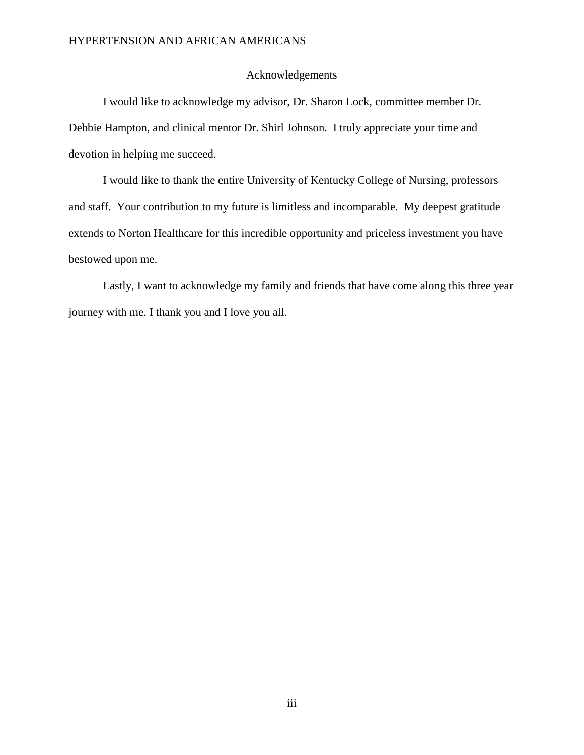# Acknowledgements

I would like to acknowledge my advisor, Dr. Sharon Lock, committee member Dr. Debbie Hampton, and clinical mentor Dr. Shirl Johnson. I truly appreciate your time and devotion in helping me succeed.

I would like to thank the entire University of Kentucky College of Nursing, professors and staff. Your contribution to my future is limitless and incomparable. My deepest gratitude extends to Norton Healthcare for this incredible opportunity and priceless investment you have bestowed upon me.

Lastly, I want to acknowledge my family and friends that have come along this three year journey with me. I thank you and I love you all.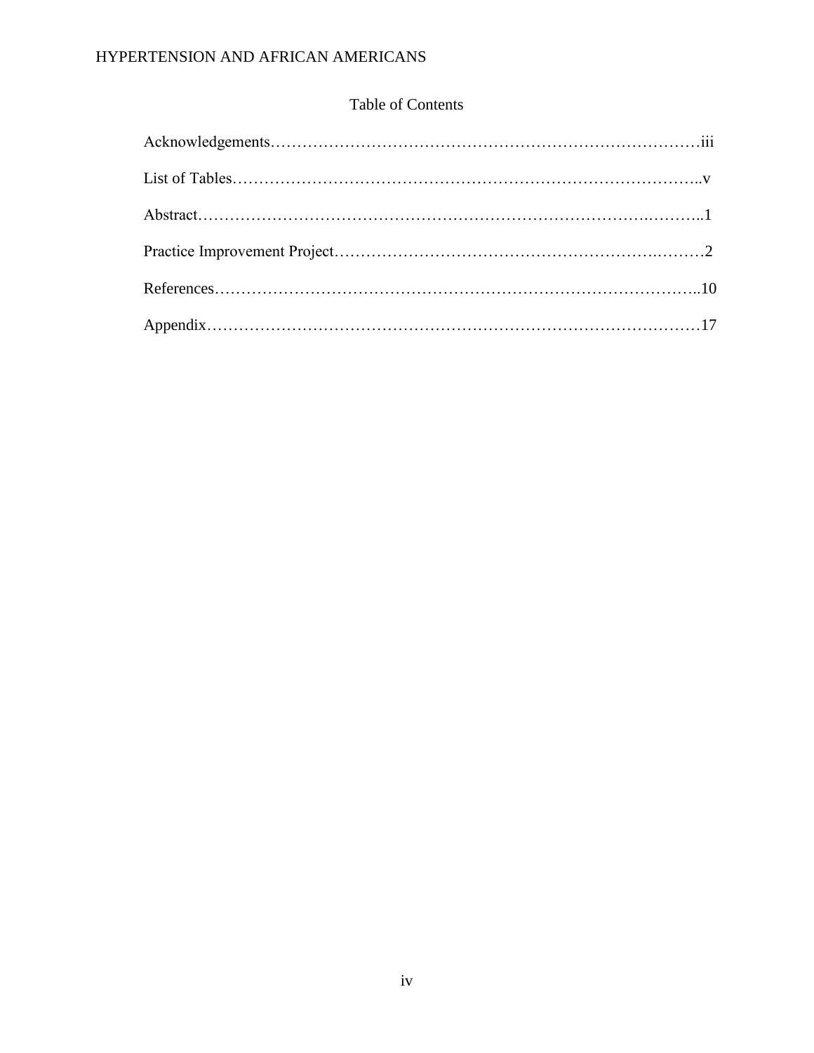# Table of Contents

Acknowledgements……………………………………………………………………iii

List of Tables…………………………………………………………………………..v

Abstract……………………………………………………………………….………..1

Practice Improvement Project……………………………………………….……….2

References……………………………………………………………………………..10

Appendix………………………………………………………………………………17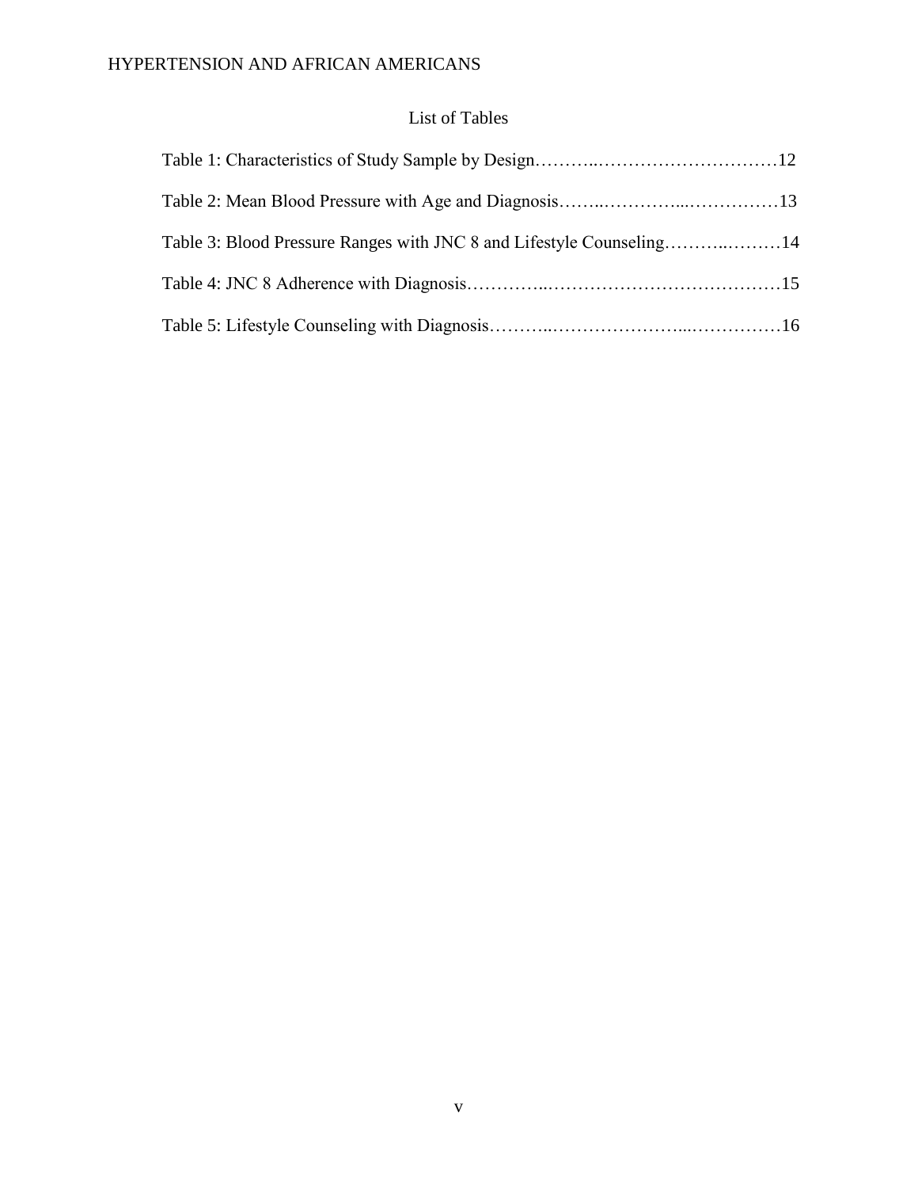## List of Tables

Table 1: Characteristics of Study Sample by Design……….…………………………12

Table 2: Mean Blood Pressure with Age and Diagnosis……..…………...……………13

Table 3: Blood Pressure Ranges with JNC 8 and Lifestyle Counseling………..………14

Table 4: JNC 8 Adherence with Diagnosis…………..…………………………………15

Table 5: Lifestyle Counseling with Diagnosis………..…………………...……………16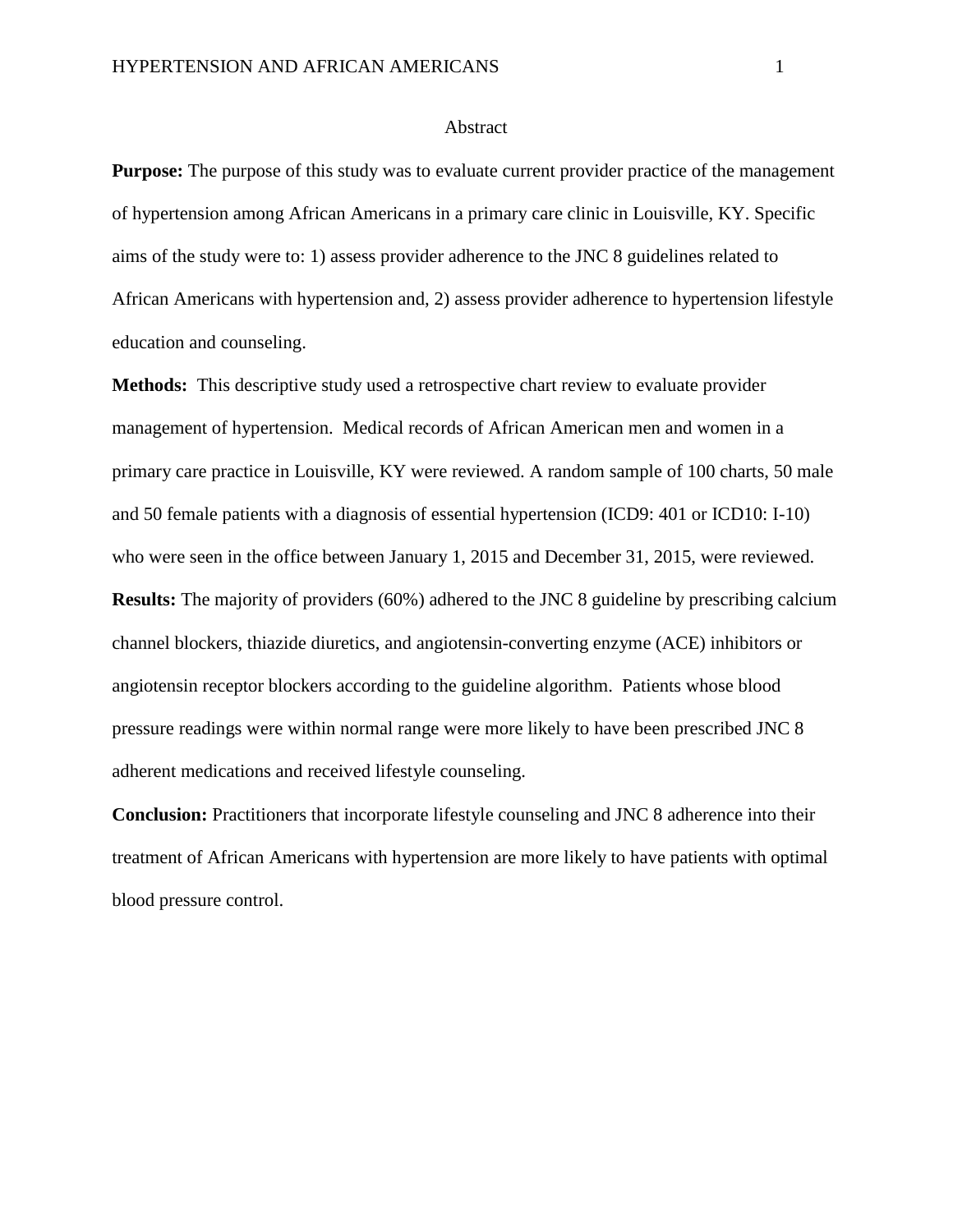# Abstract

**Purpose:** The purpose of this study was to evaluate current provider practice of the management of hypertension among African Americans in a primary care clinic in Louisville, KY. Specific aims of the study were to: 1) assess provider adherence to the JNC 8 guidelines related to African Americans with hypertension and, 2) assess provider adherence to hypertension lifestyle education and counseling.

**Methods:** This descriptive study used a retrospective chart review to evaluate provider management of hypertension. Medical records of African American men and women in a primary care practice in Louisville, KY were reviewed. A random sample of 100 charts, 50 male and 50 female patients with a diagnosis of essential hypertension (ICD9: 401 or ICD10: I-10) who were seen in the office between January 1, 2015 and December 31, 2015, were reviewed.

**Results:** The majority of providers (60%) adhered to the JNC 8 guideline by prescribing calcium channel blockers, thiazide diuretics, and angiotensin-converting enzyme (ACE) inhibitors or angiotensin receptor blockers according to the guideline algorithm. Patients whose blood pressure readings were within normal range were more likely to have been prescribed JNC 8 adherent medications and received lifestyle counseling.

**Conclusion:** Practitioners that incorporate lifestyle counseling and JNC 8 adherence into their treatment of African Americans with hypertension are more likely to have patients with optimal blood pressure control.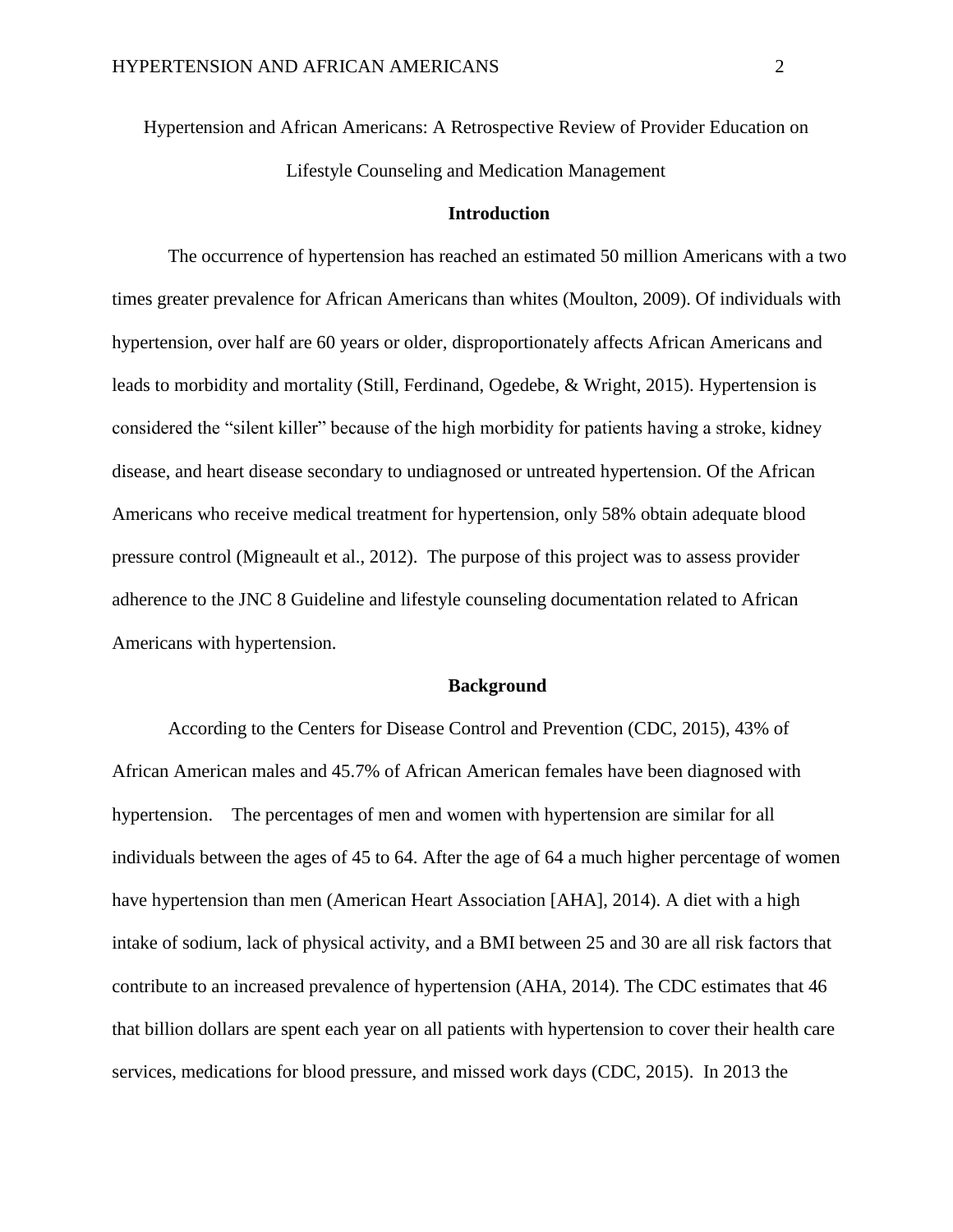Hypertension and African Americans: A Retrospective Review of Provider Education on Lifestyle Counseling and Medication Management

## Introduction

The occurrence of hypertension has reached an estimated 50 million Americans with a two times greater prevalence for African Americans than whites (Moulton, 2009). Of individuals with hypertension, over half are 60 years or older, disproportionately affects African Americans and leads to morbidity and mortality (Still, Ferdinand, Ogedebe, & Wright, 2015). Hypertension is considered the "silent killer" because of the high morbidity for patients having a stroke, kidney disease, and heart disease secondary to undiagnosed or untreated hypertension. Of the African Americans who receive medical treatment for hypertension, only 58% obtain adequate blood pressure control (Migneault et al., 2012). The purpose of this project was to assess provider adherence to the JNC 8 Guideline and lifestyle counseling documentation related to African Americans with hypertension.

## Background

According to the Centers for Disease Control and Prevention (CDC, 2015), 43% of African American males and 45.7% of African American females have been diagnosed with hypertension. The percentages of men and women with hypertension are similar for all individuals between the ages of 45 to 64. After the age of 64 a much higher percentage of women have hypertension than men (American Heart Association [AHA], 2014). A diet with a high intake of sodium, lack of physical activity, and a BMI between 25 and 30 are all risk factors that contribute to an increased prevalence of hypertension (AHA, 2014). The CDC estimates that 46 that billion dollars are spent each year on all patients with hypertension to cover their health care services, medications for blood pressure, and missed work days (CDC, 2015). In 2013 the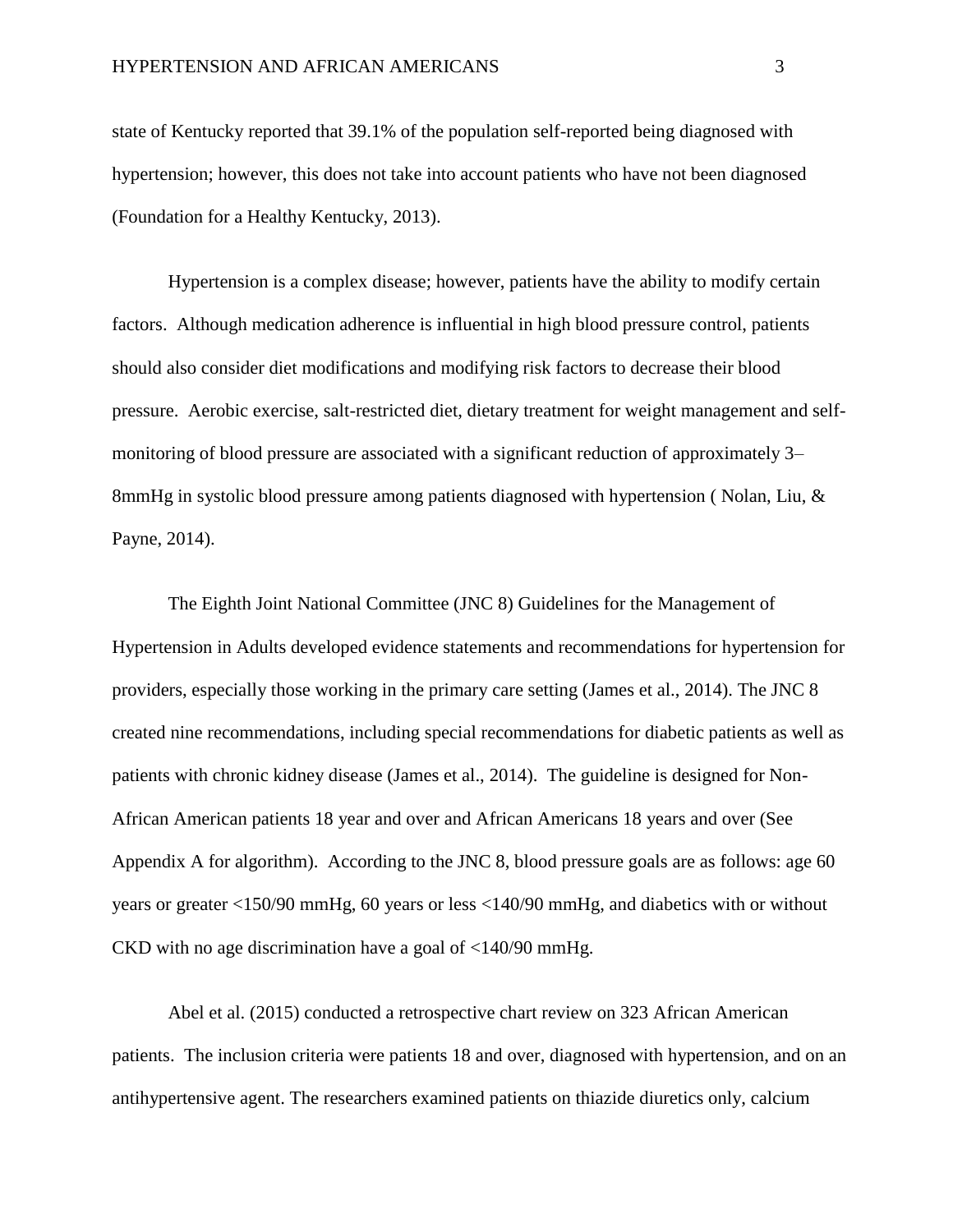state of Kentucky reported that 39.1% of the population self-reported being diagnosed with hypertension; however, this does not take into account patients who have not been diagnosed (Foundation for a Healthy Kentucky, 2013).

Hypertension is a complex disease; however, patients have the ability to modify certain factors. Although medication adherence is influential in high blood pressure control, patients should also consider diet modifications and modifying risk factors to decrease their blood pressure. Aerobic exercise, salt-restricted diet, dietary treatment for weight management and self-monitoring of blood pressure are associated with a significant reduction of approximately 3–8mmHg in systolic blood pressure among patients diagnosed with hypertension ( Nolan, Liu, & Payne, 2014).

The Eighth Joint National Committee (JNC 8) Guidelines for the Management of Hypertension in Adults developed evidence statements and recommendations for hypertension for providers, especially those working in the primary care setting (James et al., 2014). The JNC 8 created nine recommendations, including special recommendations for diabetic patients as well as patients with chronic kidney disease (James et al., 2014). The guideline is designed for Non-African American patients 18 year and over and African Americans 18 years and over (See Appendix A for algorithm). According to the JNC 8, blood pressure goals are as follows: age 60 years or greater <150/90 mmHg, 60 years or less <140/90 mmHg, and diabetics with or without CKD with no age discrimination have a goal of <140/90 mmHg.

Abel et al. (2015) conducted a retrospective chart review on 323 African American patients. The inclusion criteria were patients 18 and over, diagnosed with hypertension, and on an antihypertensive agent. The researchers examined patients on thiazide diuretics only, calcium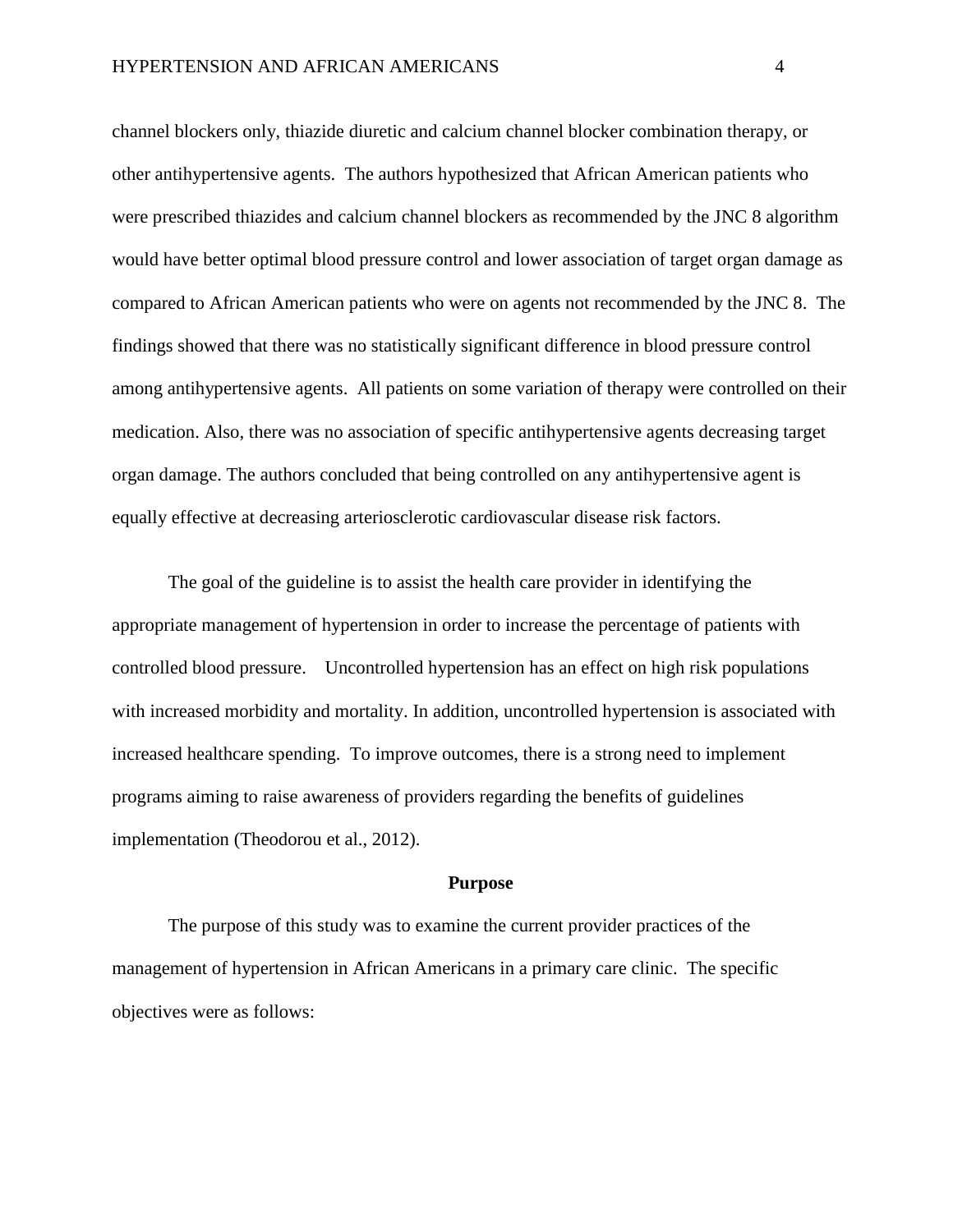channel blockers only, thiazide diuretic and calcium channel blocker combination therapy, or other antihypertensive agents. The authors hypothesized that African American patients who were prescribed thiazides and calcium channel blockers as recommended by the JNC 8 algorithm would have better optimal blood pressure control and lower association of target organ damage as compared to African American patients who were on agents not recommended by the JNC 8. The findings showed that there was no statistically significant difference in blood pressure control among antihypertensive agents. All patients on some variation of therapy were controlled on their medication. Also, there was no association of specific antihypertensive agents decreasing target organ damage. The authors concluded that being controlled on any antihypertensive agent is equally effective at decreasing arteriosclerotic cardiovascular disease risk factors.

The goal of the guideline is to assist the health care provider in identifying the appropriate management of hypertension in order to increase the percentage of patients with controlled blood pressure. Uncontrolled hypertension has an effect on high risk populations with increased morbidity and mortality. In addition, uncontrolled hypertension is associated with increased healthcare spending. To improve outcomes, there is a strong need to implement programs aiming to raise awareness of providers regarding the benefits of guidelines implementation (Theodorou et al., 2012).

## Purpose

The purpose of this study was to examine the current provider practices of the management of hypertension in African Americans in a primary care clinic. The specific objectives were as follows: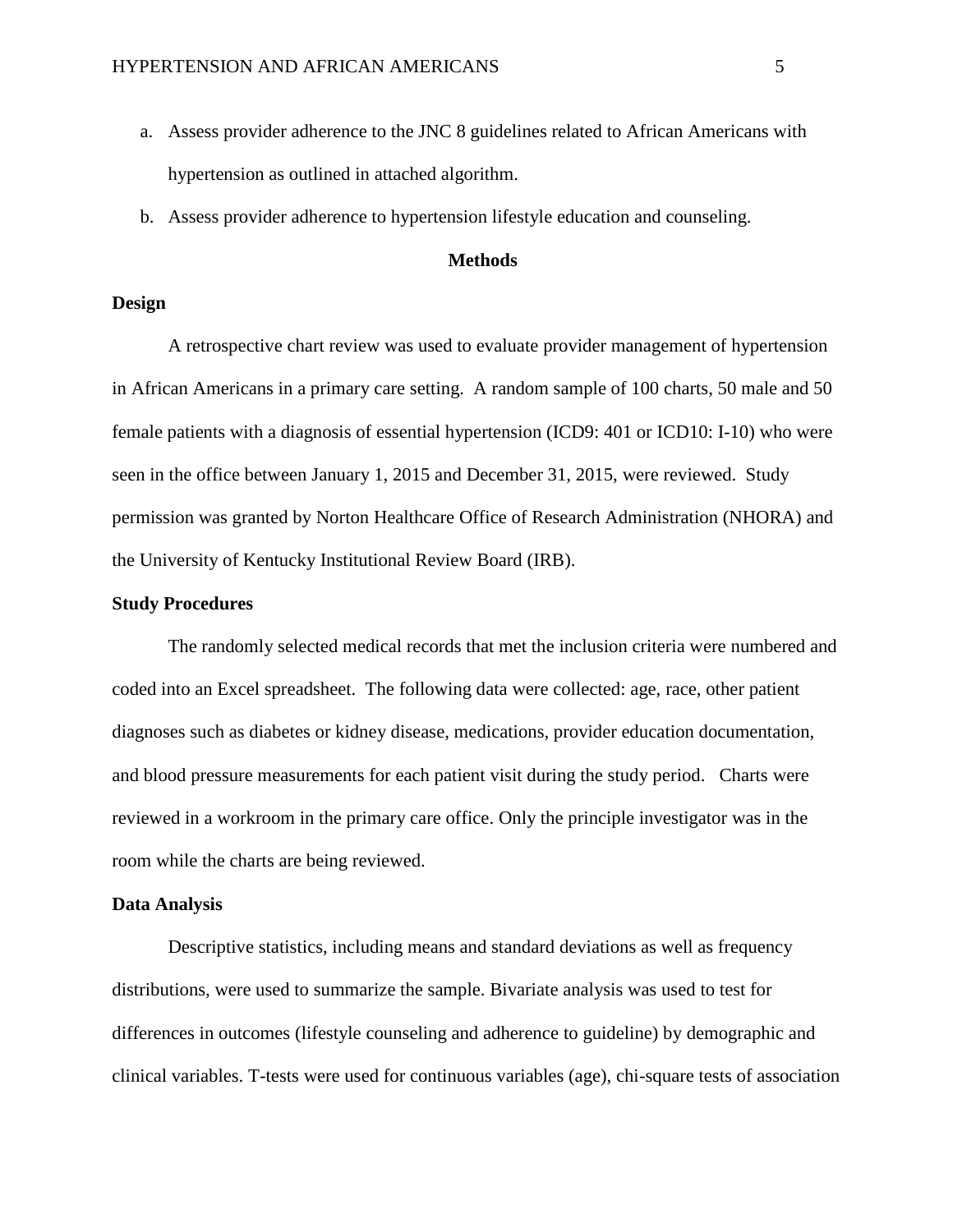a. Assess provider adherence to the JNC 8 guidelines related to African Americans with hypertension as outlined in attached algorithm.

b. Assess provider adherence to hypertension lifestyle education and counseling.

## Methods

### Design

A retrospective chart review was used to evaluate provider management of hypertension in African Americans in a primary care setting. A random sample of 100 charts, 50 male and 50 female patients with a diagnosis of essential hypertension (ICD9: 401 or ICD10: I-10) who were seen in the office between January 1, 2015 and December 31, 2015, were reviewed. Study permission was granted by Norton Healthcare Office of Research Administration (NHORA) and the University of Kentucky Institutional Review Board (IRB).

### Study Procedures

The randomly selected medical records that met the inclusion criteria were numbered and coded into an Excel spreadsheet. The following data were collected: age, race, other patient diagnoses such as diabetes or kidney disease, medications, provider education documentation, and blood pressure measurements for each patient visit during the study period. Charts were reviewed in a workroom in the primary care office. Only the principle investigator was in the room while the charts are being reviewed.

### Data Analysis

Descriptive statistics, including means and standard deviations as well as frequency distributions, were used to summarize the sample. Bivariate analysis was used to test for differences in outcomes (lifestyle counseling and adherence to guideline) by demographic and clinical variables. T-tests were used for continuous variables (age), chi-square tests of association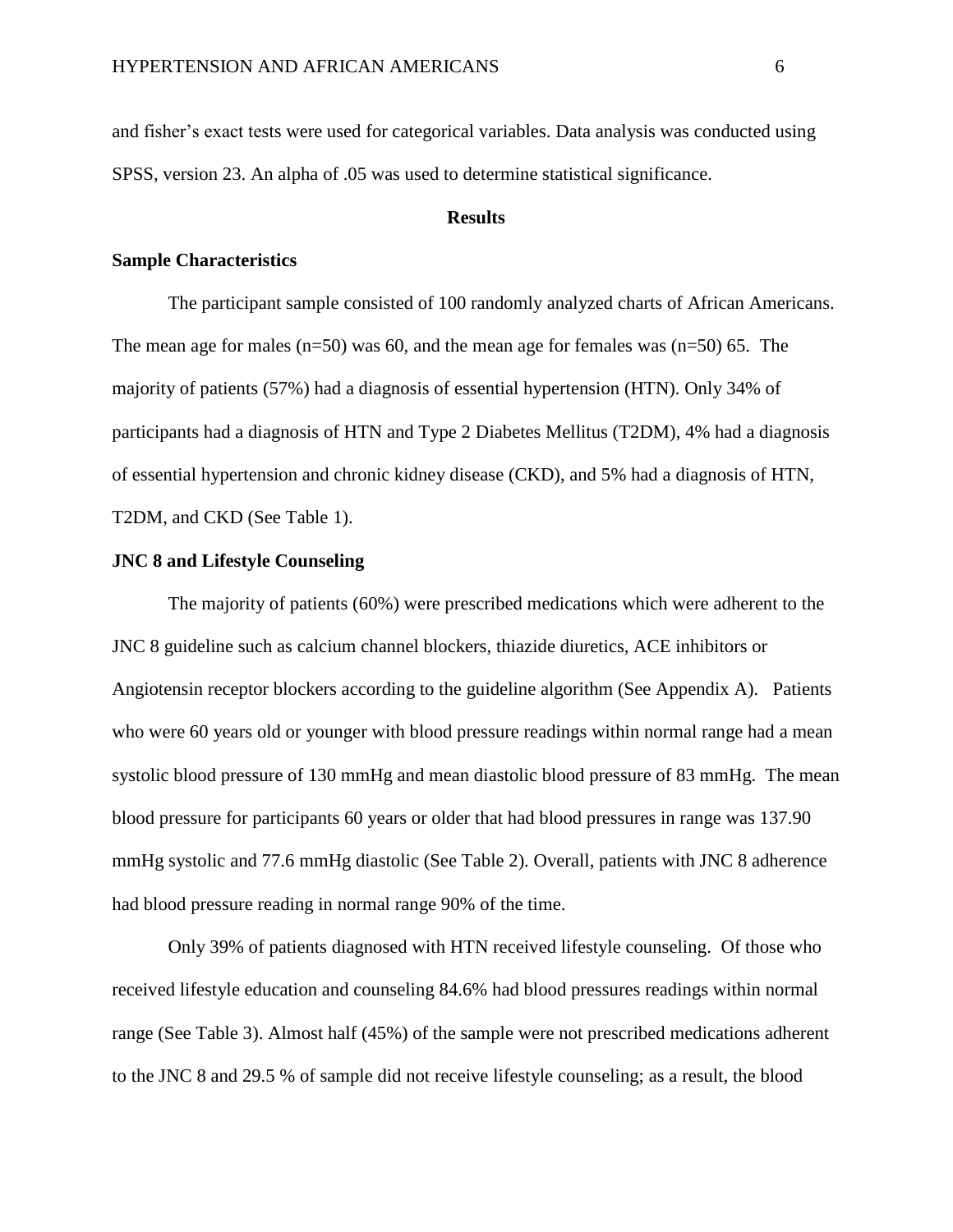and fisher's exact tests were used for categorical variables. Data analysis was conducted using SPSS, version 23. An alpha of .05 was used to determine statistical significance.

## Results

### Sample Characteristics

The participant sample consisted of 100 randomly analyzed charts of African Americans. The mean age for males (n=50) was 60, and the mean age for females was (n=50) 65. The majority of patients (57%) had a diagnosis of essential hypertension (HTN). Only 34% of participants had a diagnosis of HTN and Type 2 Diabetes Mellitus (T2DM), 4% had a diagnosis of essential hypertension and chronic kidney disease (CKD), and 5% had a diagnosis of HTN, T2DM, and CKD (See Table 1).

### JNC 8 and Lifestyle Counseling

The majority of patients (60%) were prescribed medications which were adherent to the JNC 8 guideline such as calcium channel blockers, thiazide diuretics, ACE inhibitors or Angiotensin receptor blockers according to the guideline algorithm (See Appendix A). Patients who were 60 years old or younger with blood pressure readings within normal range had a mean systolic blood pressure of 130 mmHg and mean diastolic blood pressure of 83 mmHg. The mean blood pressure for participants 60 years or older that had blood pressures in range was 137.90 mmHg systolic and 77.6 mmHg diastolic (See Table 2). Overall, patients with JNC 8 adherence had blood pressure reading in normal range 90% of the time.

Only 39% of patients diagnosed with HTN received lifestyle counseling. Of those who received lifestyle education and counseling 84.6% had blood pressures readings within normal range (See Table 3). Almost half (45%) of the sample were not prescribed medications adherent to the JNC 8 and 29.5 % of sample did not receive lifestyle counseling; as a result, the blood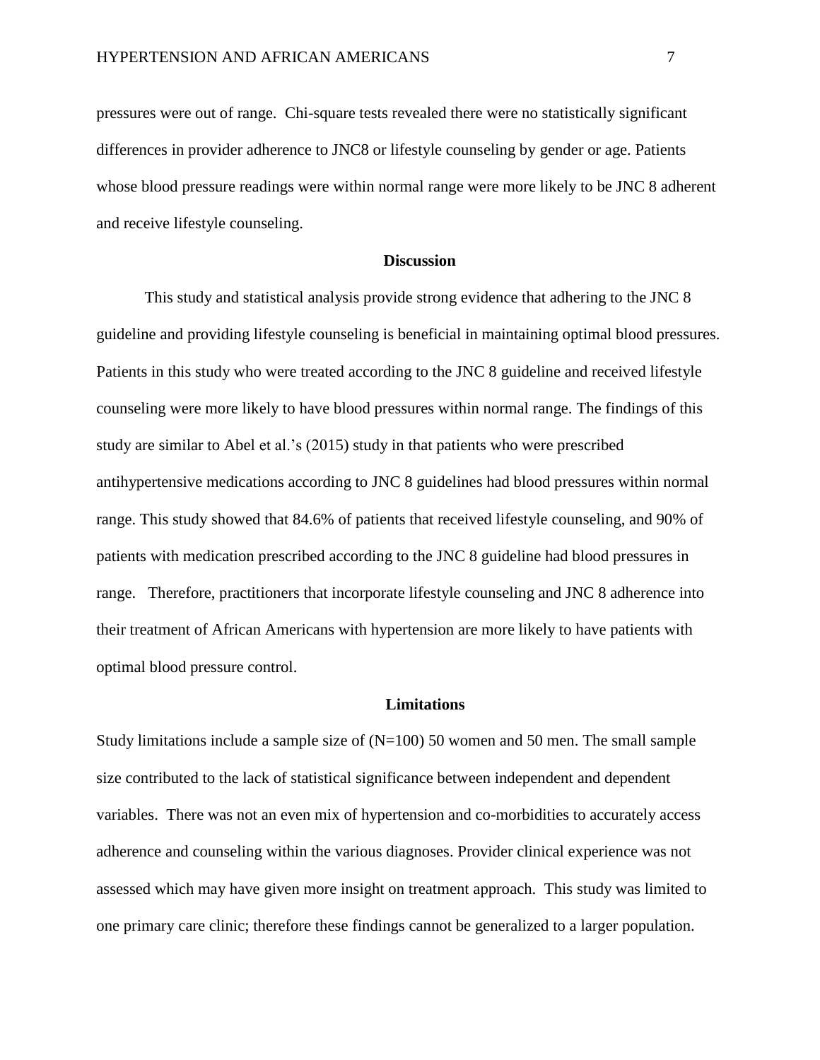pressures were out of range. Chi-square tests revealed there were no statistically significant differences in provider adherence to JNC8 or lifestyle counseling by gender or age. Patients whose blood pressure readings were within normal range were more likely to be JNC 8 adherent and receive lifestyle counseling.

## Discussion

This study and statistical analysis provide strong evidence that adhering to the JNC 8 guideline and providing lifestyle counseling is beneficial in maintaining optimal blood pressures. Patients in this study who were treated according to the JNC 8 guideline and received lifestyle counseling were more likely to have blood pressures within normal range. The findings of this study are similar to Abel et al.'s (2015) study in that patients who were prescribed antihypertensive medications according to JNC 8 guidelines had blood pressures within normal range. This study showed that 84.6% of patients that received lifestyle counseling, and 90% of patients with medication prescribed according to the JNC 8 guideline had blood pressures in range. Therefore, practitioners that incorporate lifestyle counseling and JNC 8 adherence into their treatment of African Americans with hypertension are more likely to have patients with optimal blood pressure control.

## Limitations

Study limitations include a sample size of (N=100) 50 women and 50 men. The small sample size contributed to the lack of statistical significance between independent and dependent variables. There was not an even mix of hypertension and co-morbidities to accurately access adherence and counseling within the various diagnoses. Provider clinical experience was not assessed which may have given more insight on treatment approach. This study was limited to one primary care clinic; therefore these findings cannot be generalized to a larger population.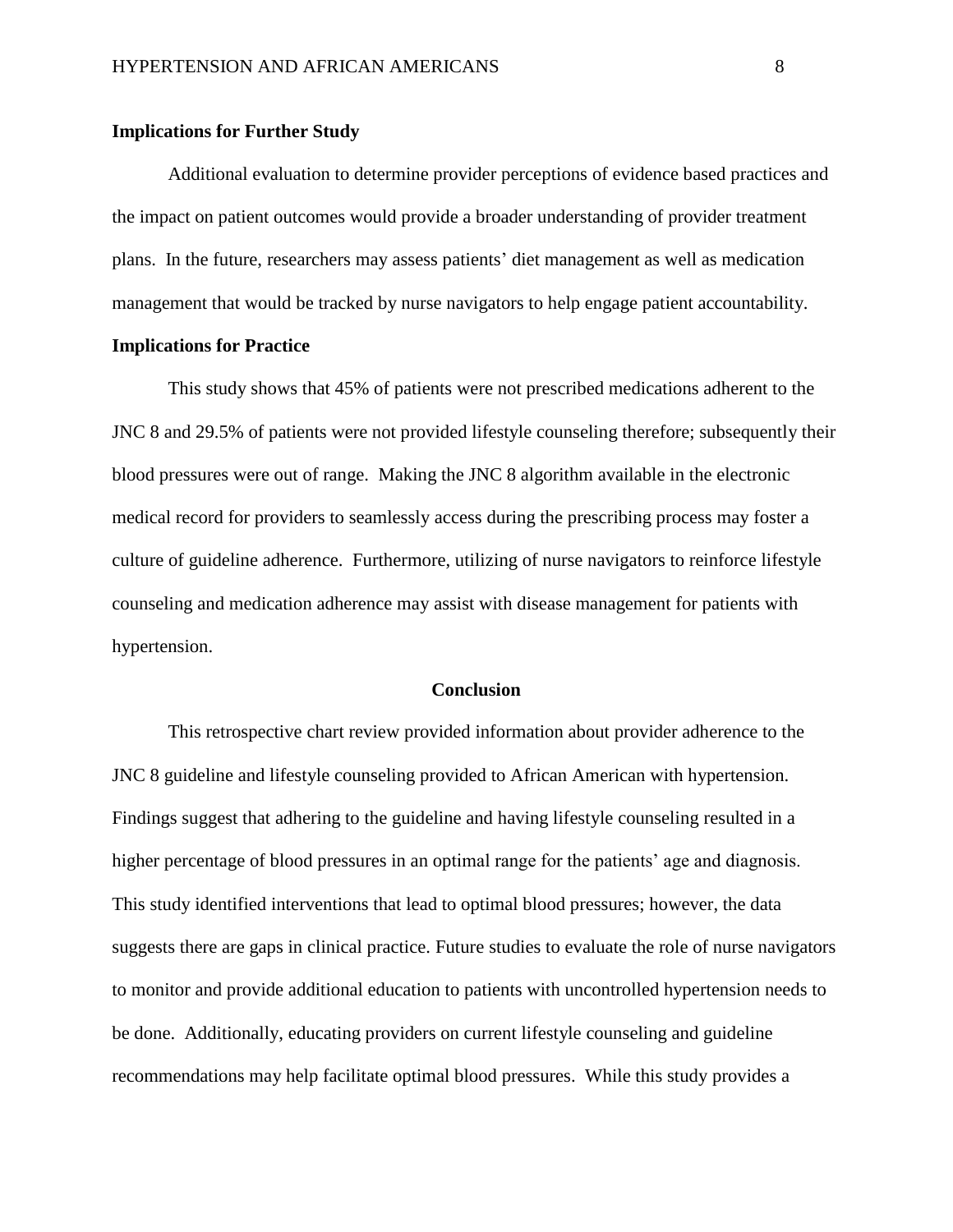**Implications for Further Study**

Additional evaluation to determine provider perceptions of evidence based practices and the impact on patient outcomes would provide a broader understanding of provider treatment plans. In the future, researchers may assess patients' diet management as well as medication management that would be tracked by nurse navigators to help engage patient accountability.

**Implications for Practice**

This study shows that 45% of patients were not prescribed medications adherent to the JNC 8 and 29.5% of patients were not provided lifestyle counseling therefore; subsequently their blood pressures were out of range. Making the JNC 8 algorithm available in the electronic medical record for providers to seamlessly access during the prescribing process may foster a culture of guideline adherence. Furthermore, utilizing of nurse navigators to reinforce lifestyle counseling and medication adherence may assist with disease management for patients with hypertension.

## Conclusion

This retrospective chart review provided information about provider adherence to the JNC 8 guideline and lifestyle counseling provided to African American with hypertension. Findings suggest that adhering to the guideline and having lifestyle counseling resulted in a higher percentage of blood pressures in an optimal range for the patients' age and diagnosis. This study identified interventions that lead to optimal blood pressures; however, the data suggests there are gaps in clinical practice. Future studies to evaluate the role of nurse navigators to monitor and provide additional education to patients with uncontrolled hypertension needs to be done. Additionally, educating providers on current lifestyle counseling and guideline recommendations may help facilitate optimal blood pressures. While this study provides a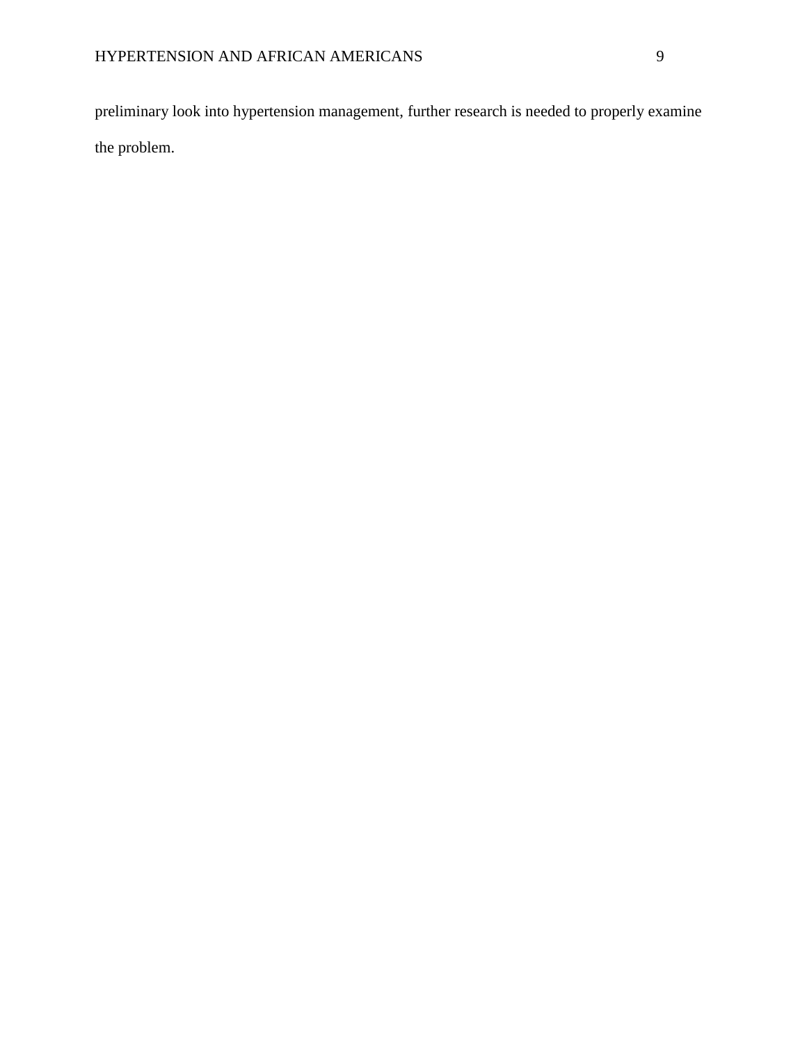preliminary look into hypertension management, further research is needed to properly examine the problem.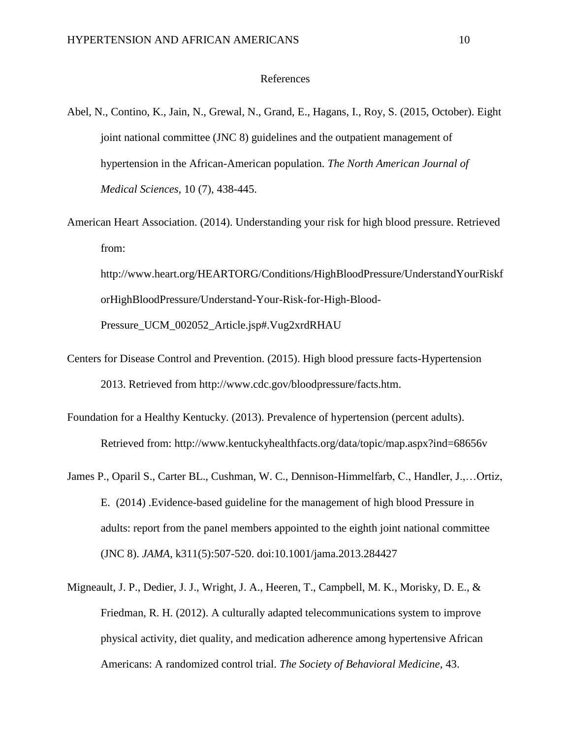# References

Abel, N., Contino, K., Jain, N., Grewal, N., Grand, E., Hagans, I., Roy, S. (2015, October). Eight joint national committee (JNC 8) guidelines and the outpatient management of hypertension in the African-American population. *The North American Journal of Medical Sciences*, 10 (7), 438-445.

American Heart Association. (2014). Understanding your risk for high blood pressure. Retrieved from: http://www.heart.org/HEARTORG/Conditions/HighBloodPressure/UnderstandYourRiskforHighBloodPressure/Understand-Your-Risk-for-High-Blood-Pressure_UCM_002052_Article.jsp#.Vug2xrdRHAU

Centers for Disease Control and Prevention. (2015). High blood pressure facts-Hypertension 2013. Retrieved from http://www.cdc.gov/bloodpressure/facts.htm.

Foundation for a Healthy Kentucky. (2013). Prevalence of hypertension (percent adults). Retrieved from: http://www.kentuckyhealthfacts.org/data/topic/map.aspx?ind=68656v

James P., Oparil S., Carter BL., Cushman, W. C., Dennison-Himmelfarb, C., Handler, J.,…Ortiz, E. (2014) .Evidence-based guideline for the management of high blood Pressure in adults: report from the panel members appointed to the eighth joint national committee (JNC 8). *JAMA*, k311(5):507-520. doi:10.1001/jama.2013.284427

Migneault, J. P., Dedier, J. J., Wright, J. A., Heeren, T., Campbell, M. K., Morisky, D. E., & Friedman, R. H. (2012). A culturally adapted telecommunications system to improve physical activity, diet quality, and medication adherence among hypertensive African Americans: A randomized control trial. *The Society of Behavioral Medicine,* 43.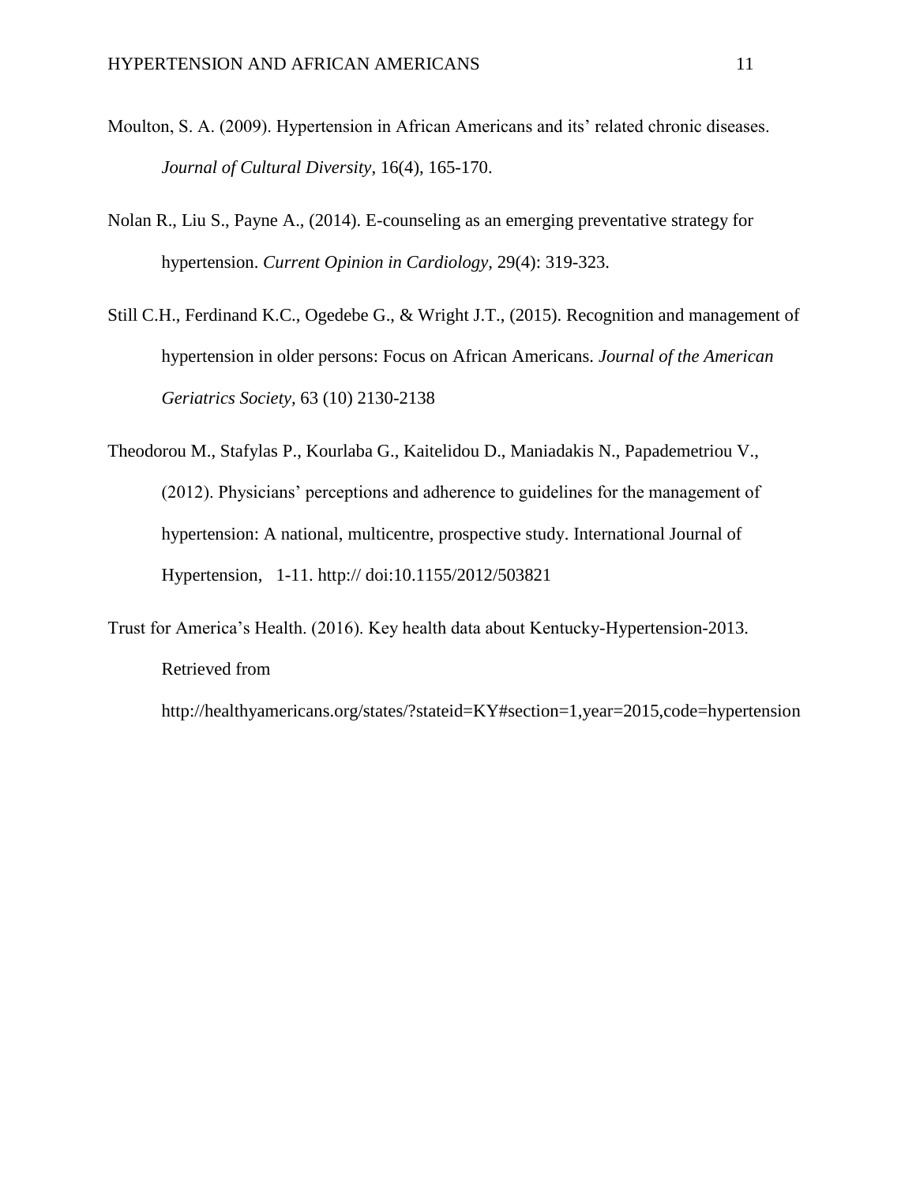Moulton, S. A. (2009). Hypertension in African Americans and its' related chronic diseases. *Journal of Cultural Diversity*, 16(4), 165-170.

Nolan R., Liu S., Payne A., (2014). E-counseling as an emerging preventative strategy for hypertension. *Current Opinion in Cardiology,* 29(4): 319-323.

Still C.H., Ferdinand K.C., Ogedebe G., & Wright J.T., (2015). Recognition and management of hypertension in older persons: Focus on African Americans. *Journal of the American Geriatrics Society*, 63 (10) 2130-2138

Theodorou M., Stafylas P., Kourlaba G., Kaitelidou D., Maniadakis N., Papademetriou V., (2012). Physicians' perceptions and adherence to guidelines for the management of hypertension: A national, multicentre, prospective study. International Journal of Hypertension,   1-11. http:// doi:10.1155/2012/503821

Trust for America's Health. (2016). Key health data about Kentucky-Hypertension-2013. Retrieved from http://healthyamericans.org/states/?stateid=KY#section=1,year=2015,code=hypertension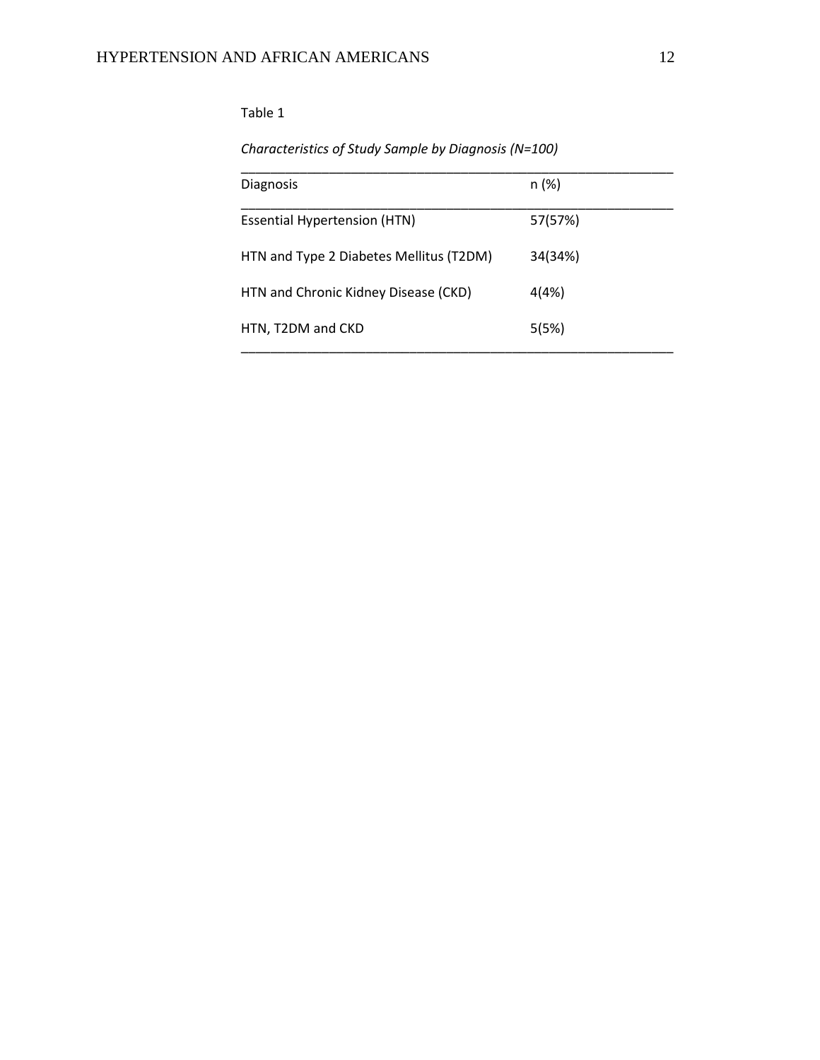Table 1

*Characteristics of Study Sample by Diagnosis (N=100)*

| Diagnosis | n (%) |
| --- | --- |
| Essential Hypertension (HTN) | 57(57%) |
| HTN and Type 2 Diabetes Mellitus (T2DM) | 34(34%) |
| HTN and Chronic Kidney Disease (CKD) | 4(4%) |
| HTN, T2DM and CKD | 5(5%) |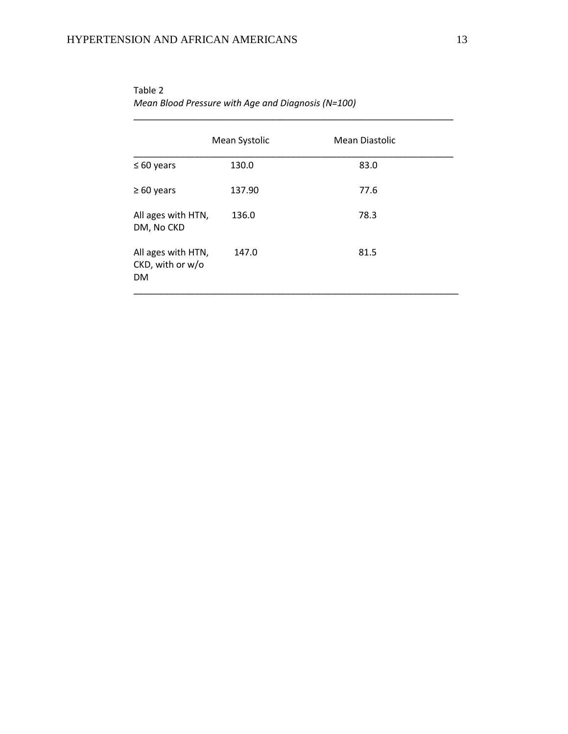Table 2

*Mean Blood Pressure with Age and Diagnosis (N=100)*

| | Mean Systolic | Mean Diastolic |
|---|---|---|
| ≤ 60 years | 130.0 | 83.0 |
| ≥ 60 years | 137.90 | 77.6 |
| All ages with HTN, DM, No CKD | 136.0 | 78.3 |
| All ages with HTN, CKD, with or w/o DM | 147.0 | 81.5 |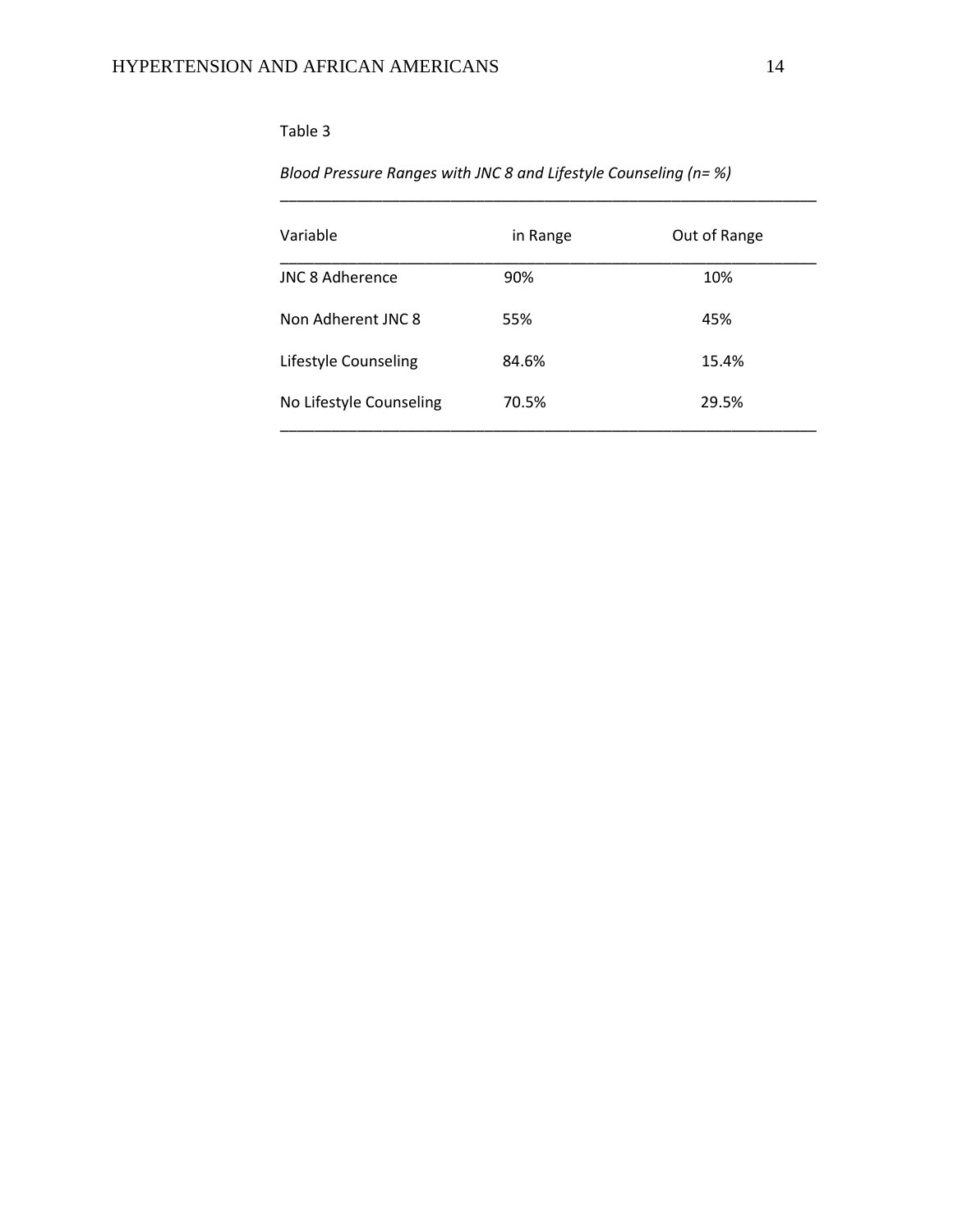Table 3

*Blood Pressure Ranges with JNC 8 and Lifestyle Counseling (n= %)*

| Variable | in Range | Out of Range |
|---|---|---|
| JNC 8 Adherence | 90% | 10% |
| Non Adherent JNC 8 | 55% | 45% |
| Lifestyle Counseling | 84.6% | 15.4% |
| No Lifestyle Counseling | 70.5% | 29.5% |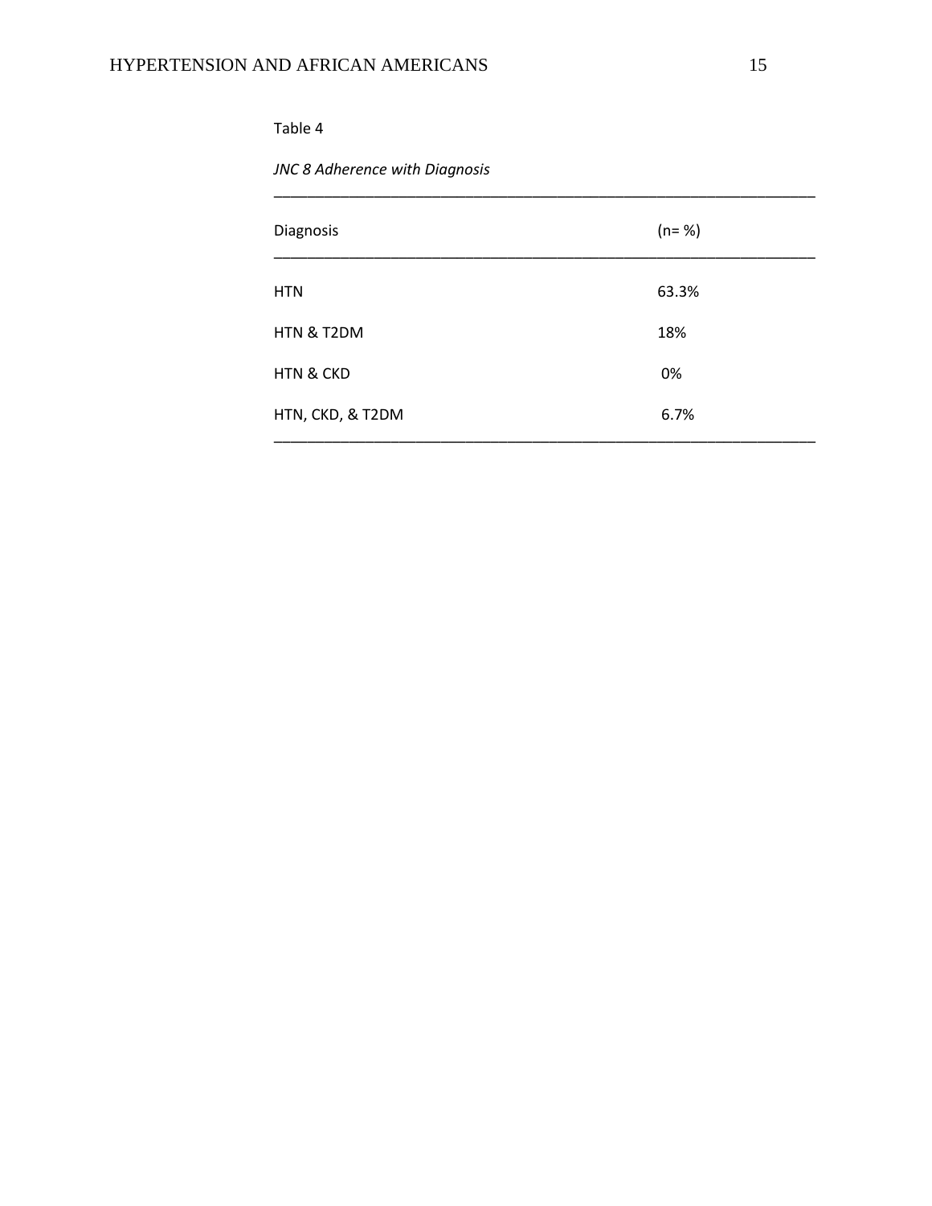Table 4

*JNC 8 Adherence with Diagnosis*

| Diagnosis | (n= %) |
|---|---|
| HTN | 63.3% |
| HTN & T2DM | 18% |
| HTN & CKD | 0% |
| HTN, CKD, & T2DM | 6.7% |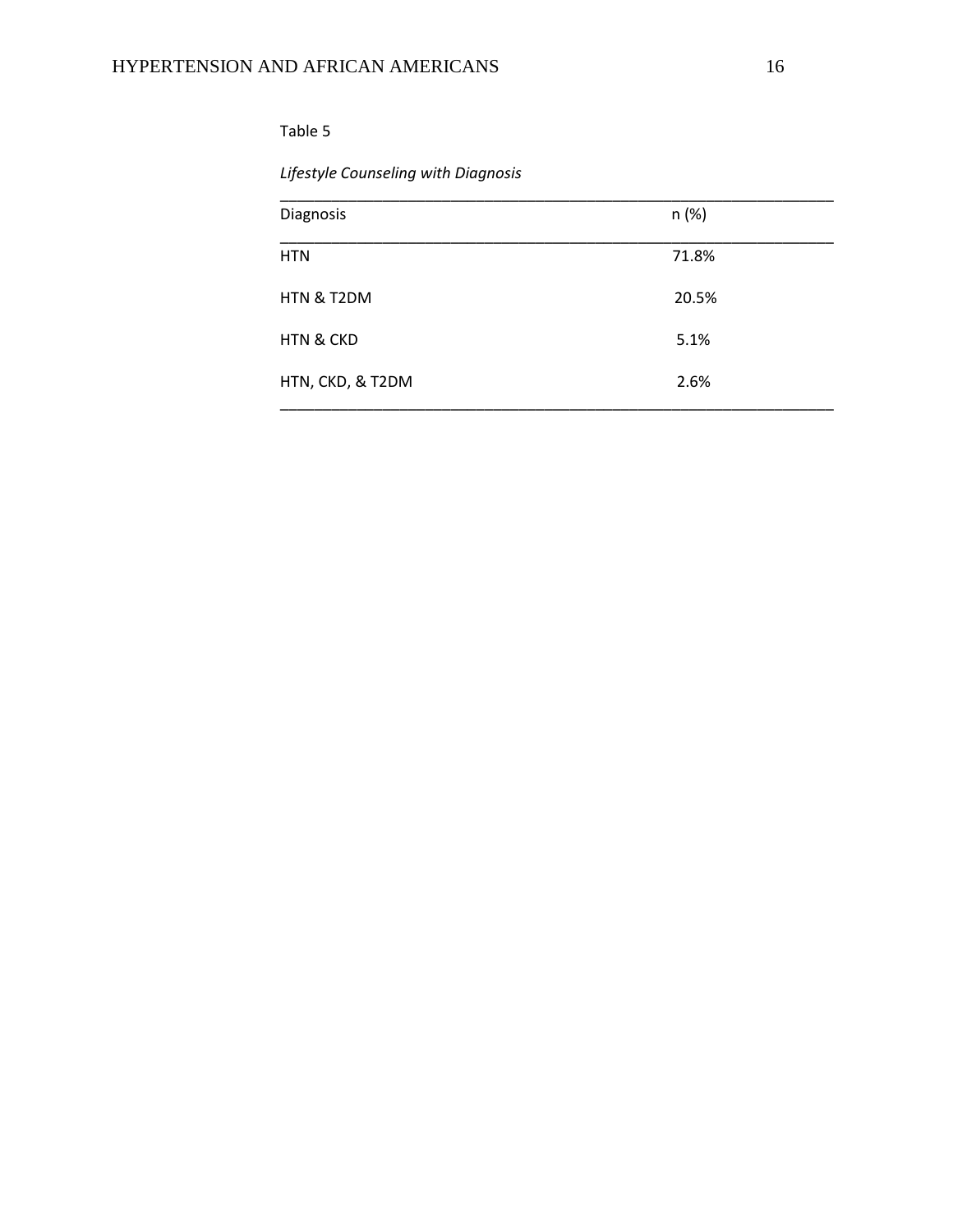Table 5

*Lifestyle Counseling with Diagnosis*

| Diagnosis | n (%) |
|---|---|
| HTN | 71.8% |
| HTN & T2DM | 20.5% |
| HTN & CKD | 5.1% |
| HTN, CKD, & T2DM | 2.6% |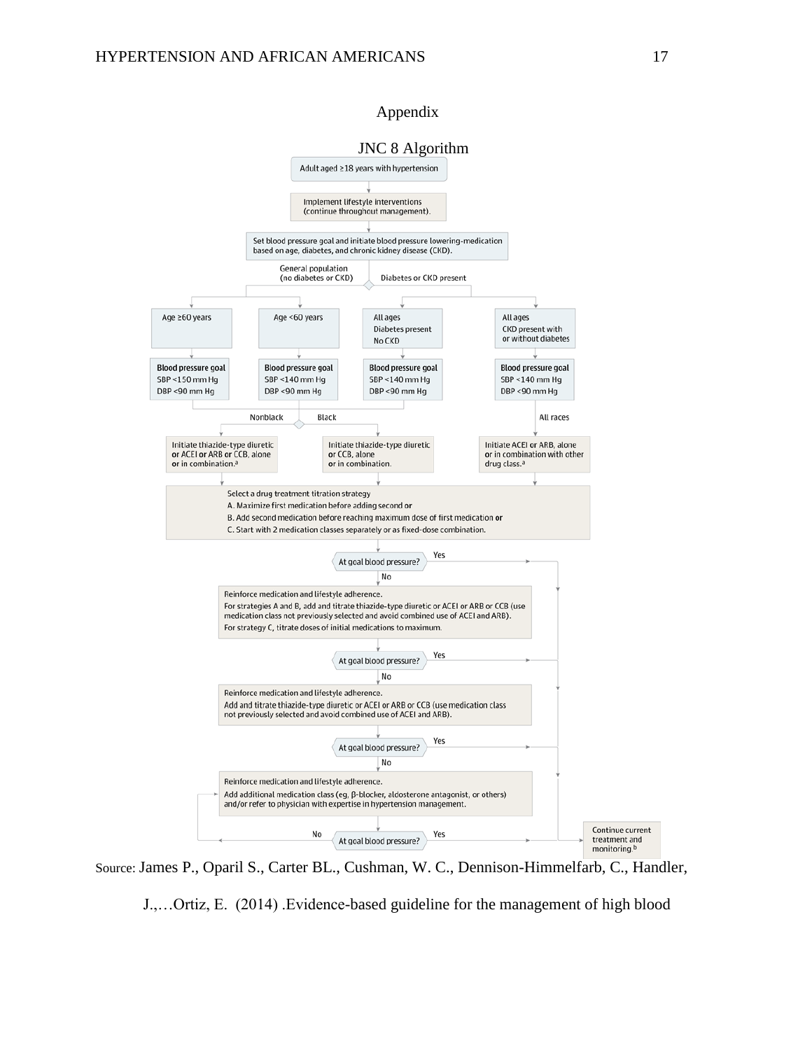# Appendix

## JNC 8 Algorithm

Adult aged ≥18 years with hypertension

Implement lifestyle interventions (continue throughout management).

Set blood pressure goal and initiate blood pressure lowering-medication based on age, diabetes, and chronic kidney disease (CKD).

General population (no diabetes or CKD) | Diabetes or CKD present

| Age ≥60 years | Age <60 years | All ages Diabetes present No CKD | All ages CKD present with or without diabetes |
|---|---|---|---|
| **Blood pressure goal** SBP <150 mm Hg DBP <90 mm Hg | **Blood pressure goal** SBP <140 mm Hg DBP <90 mm Hg | **Blood pressure goal** SBP <140 mm Hg DBP <90 mm Hg | **Blood pressure goal** SBP <140 mm Hg DBP <90 mm Hg |

Nonblack: Initiate thiazide-type diuretic **or** ACEI **or** ARB **or** CCB, alone **or** in combination.[a]

Black: Initiate thiazide-type diuretic **or** CCB, alone **or** in combination.

All races: Initiate ACEI or ARB, alone **or** in combination with other drug class.[a]

Select a drug treatment titration strategy
A. Maximize first medication before adding second **or**
B. Add second medication before reaching maximum dose of first medication **or**
C. Start with 2 medication classes separately or as fixed-dose combination.

At goal blood pressure? Yes → Continue current treatment and monitoring.[b] No ↓

Reinforce medication and lifestyle adherence.
For strategies A and B, add and titrate thiazide-type diuretic or ACEI or ARB or CCB (use medication class not previously selected and avoid combined use of ACEI and ARB).
For strategy C, titrate doses of initial medications to maximum.

At goal blood pressure? Yes → Continue current treatment and monitoring.[b] No ↓

Reinforce medication and lifestyle adherence.
Add and titrate thiazide-type diuretic or ACEI or ARB or CCB (use medication class not previously selected and avoid combined use of ACEI and ARB).

At goal blood pressure? Yes → Continue current treatment and monitoring.[b] No ↓

Reinforce medication and lifestyle adherence.
Add additional medication class (eg, β-blocker, aldosterone antagonist, or others) and/or refer to physician with expertise in hypertension management.

At goal blood pressure? No → (return to previous step); Yes → Continue current treatment and monitoring.[b]

Source: James P., Oparil S., Carter BL., Cushman, W. C., Dennison-Himmelfarb, C., Handler, J.,…Ortiz, E. (2014) .Evidence-based guideline for the management of high blood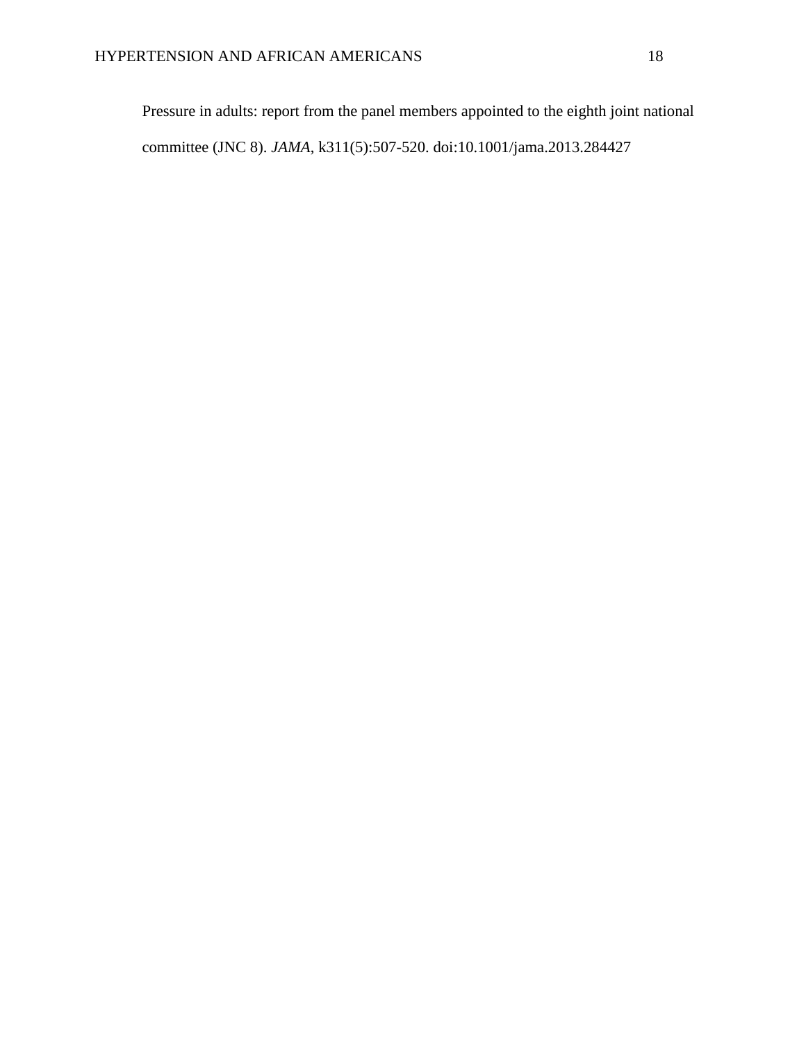Pressure in adults: report from the panel members appointed to the eighth joint national committee (JNC 8). *JAMA*, k311(5):507-520. doi:10.1001/jama.2013.284427